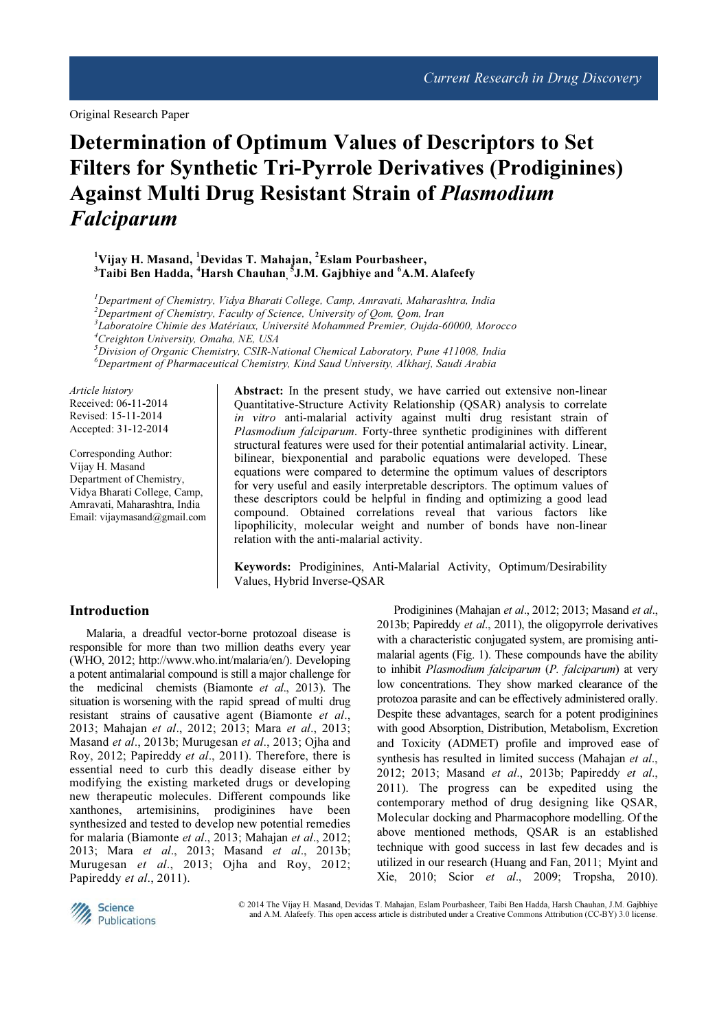Original Research Paper

# Determination of Optimum Values of Descriptors to Set Filters for Synthetic Tri-Pyrrole Derivatives (Prodiginines) Against Multi Drug Resistant Strain of *Plasmodium Falciparum*

**[1]Vijay H. Masand, [1]Devidas T. Mahajan, [2]Eslam Pourbasheer, [3]Taibi Ben Hadda, [4]Harsh Chauhan, [5]J.M. Gajbhiye and [6]A.M. Alafeefy**

[1]*Department of Chemistry, Vidya Bharati College, Camp, Amravati, Maharashtra, India*
[2]*Department of Chemistry, Faculty of Science, University of Qom, Qom, Iran*
[3]*Laboratoire Chimie des Matériaux, Université Mohammed Premier, Oujda-60000, Morocco*
[4]*Creighton University, Omaha, NE, USA*
[5]*Division of Organic Chemistry, CSIR-National Chemical Laboratory, Pune 411008, India*
[6]*Department of Pharmaceutical Chemistry, Kind Saud University, Alkharj, Saudi Arabia*

*Article history*
Received: 06-11-2014
Revised: 15-11-2014
Accepted: 31-12-2014

Corresponding Author:
Vijay H. Masand
Department of Chemistry,
Vidya Bharati College, Camp,
Amravati, Maharashtra, India
Email: vijaymasand@gmail.com

**Abstract:** In the present study, we have carried out extensive non-linear Quantitative-Structure Activity Relationship (QSAR) analysis to correlate *in vitro* anti-malarial activity against multi drug resistant strain of *Plasmodium falciparum*. Forty-three synthetic prodiginines with different structural features were used for their potential antimalarial activity. Linear, bilinear, biexponential and parabolic equations were developed. These equations were compared to determine the optimum values of descriptors for very useful and easily interpretable descriptors. The optimum values of these descriptors could be helpful in finding and optimizing a good lead compound. Obtained correlations reveal that various factors like lipophilicity, molecular weight and number of bonds have non-linear relation with the anti-malarial activity.

**Keywords:** Prodiginines, Anti-Malarial Activity, Optimum/Desirability Values, Hybrid Inverse-QSAR

## Introduction

Malaria, a dreadful vector-borne protozoal disease is responsible for more than two million deaths every year (WHO, 2012; http://www.who.int/malaria/en/). Developing a potent antimalarial compound is still a major challenge for the medicinal chemists (Biamonte *et al*., 2013). The situation is worsening with the rapid spread of multi drug resistant strains of causative agent (Biamonte *et al*., 2013; Mahajan *et al*., 2012; 2013; Mara *et al*., 2013; Masand *et al*., 2013b; Murugesan *et al*., 2013; Ojha and Roy, 2012; Papireddy *et al*., 2011). Therefore, there is essential need to curb this deadly disease either by modifying the existing marketed drugs or developing new therapeutic molecules. Different compounds like xanthones, artemisinins, prodiginines have been synthesized and tested to develop new potential remedies for malaria (Biamonte *et al*., 2013; Mahajan *et al*., 2012; 2013; Mara *et al*., 2013; Masand *et al*., 2013b; Murugesan *et al*., 2013; Ojha and Roy, 2012; Papireddy *et al*., 2011).

Prodiginines (Mahajan *et al*., 2012; 2013; Masand *et al*., 2013b; Papireddy *et al*., 2011), the oligopyrrole derivatives with a characteristic conjugated system, are promising anti-malarial agents (Fig. 1). These compounds have the ability to inhibit *Plasmodium falciparum* (*P. falciparum*) at very low concentrations. They show marked clearance of the protozoa parasite and can be effectively administered orally. Despite these advantages, search for a potent prodiginines with good Absorption, Distribution, Metabolism, Excretion and Toxicity (ADMET) profile and improved ease of synthesis has resulted in limited success (Mahajan *et al*., 2012; 2013; Masand *et al*., 2013b; Papireddy *et al*., 2011). The progress can be expedited using the contemporary method of drug designing like QSAR, Molecular docking and Pharmacophore modelling. Of the above mentioned methods, QSAR is an established technique with good success in last few decades and is utilized in our research (Huang and Fan, 2011; Myint and Xie, 2010; Scior *et al*., 2009; Tropsha, 2010).

© 2014 The Vijay H. Masand, Devidas T. Mahajan, Eslam Pourbasheer, Taibi Ben Hadda, Harsh Chauhan, J.M. Gajbhiye and A.M. Alafeefy. This open access article is distributed under a Creative Commons Attribution (CC-BY) 3.0 license.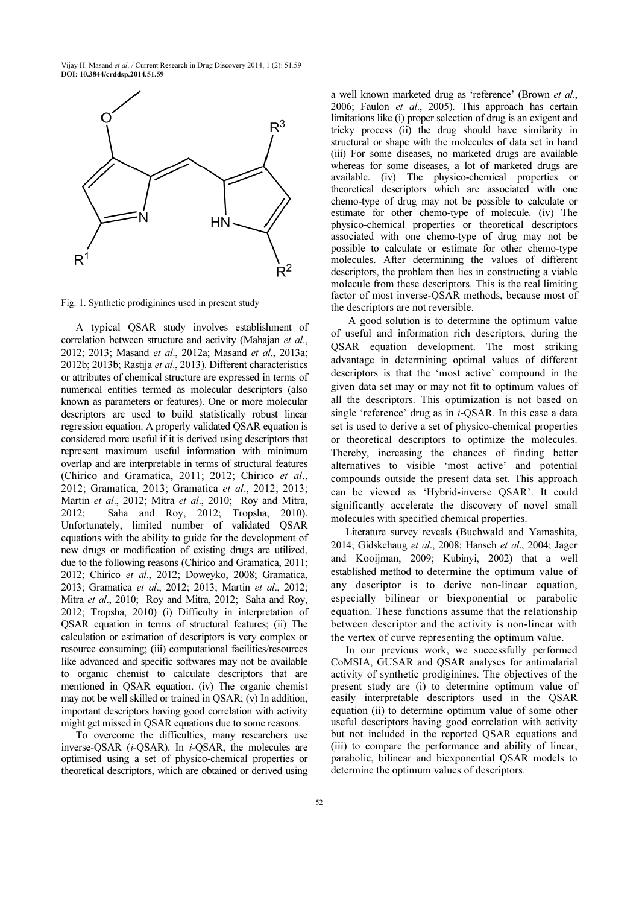Fig. 1. Synthetic prodiginines used in present study

A typical QSAR study involves establishment of correlation between structure and activity (Mahajan *et al*., 2012; 2013; Masand *et al*., 2012a; Masand *et al*., 2013a; 2012b; 2013b; Rastija *et al*., 2013). Different characteristics or attributes of chemical structure are expressed in terms of numerical entities termed as molecular descriptors (also known as parameters or features). One or more molecular descriptors are used to build statistically robust linear regression equation. A properly validated QSAR equation is considered more useful if it is derived using descriptors that represent maximum useful information with minimum overlap and are interpretable in terms of structural features (Chirico and Gramatica, 2011; 2012; Chirico *et al*., 2012; Gramatica, 2013; Gramatica *et al*., 2012; 2013; Martin *et al*., 2012; Mitra *et al*., 2010; Roy and Mitra, 2012; Saha and Roy, 2012; Tropsha, 2010). Unfortunately, limited number of validated QSAR equations with the ability to guide for the development of new drugs or modification of existing drugs are utilized, due to the following reasons (Chirico and Gramatica, 2011; 2012; Chirico *et al*., 2012; Doweyko, 2008; Gramatica, 2013; Gramatica *et al*., 2012; 2013; Martin *et al*., 2012; Mitra *et al*., 2010; Roy and Mitra, 2012; Saha and Roy, 2012; Tropsha, 2010) (i) Difficulty in interpretation of QSAR equation in terms of structural features; (ii) The calculation or estimation of descriptors is very complex or resource consuming; (iii) computational facilities/resources like advanced and specific softwares may not be available to organic chemist to calculate descriptors that are mentioned in QSAR equation. (iv) The organic chemist may not be well skilled or trained in QSAR; (v) In addition, important descriptors having good correlation with activity might get missed in QSAR equations due to some reasons.

To overcome the difficulties, many researchers use inverse-QSAR (*i*-QSAR). In *i*-QSAR, the molecules are optimised using a set of physico-chemical properties or theoretical descriptors, which are obtained or derived using a well known marketed drug as 'reference' (Brown *et al*., 2006; Faulon *et al*., 2005). This approach has certain limitations like (i) proper selection of drug is an exigent and tricky process (ii) the drug should have similarity in structural or shape with the molecules of data set in hand (iii) For some diseases, no marketed drugs are available whereas for some diseases, a lot of marketed drugs are available. (iv) The physico-chemical properties or theoretical descriptors which are associated with one chemo-type of drug may not be possible to calculate or estimate for other chemo-type of molecule. (iv) The physico-chemical properties or theoretical descriptors associated with one chemo-type of drug may not be possible to calculate or estimate for other chemo-type molecules. After determining the values of different descriptors, the problem then lies in constructing a viable molecule from these descriptors. This is the real limiting factor of most inverse-QSAR methods, because most of the descriptors are not reversible.

A good solution is to determine the optimum value of useful and information rich descriptors, during the QSAR equation development. The most striking advantage in determining optimal values of different descriptors is that the 'most active' compound in the given data set may or may not fit to optimum values of all the descriptors. This optimization is not based on single 'reference' drug as in *i*-QSAR. In this case a data set is used to derive a set of physico-chemical properties or theoretical descriptors to optimize the molecules. Thereby, increasing the chances of finding better alternatives to visible 'most active' and potential compounds outside the present data set. This approach can be viewed as 'Hybrid-inverse QSAR'. It could significantly accelerate the discovery of novel small molecules with specified chemical properties.

Literature survey reveals (Buchwald and Yamashita, 2014; Gidskehaug *et al*., 2008; Hansch *et al*., 2004; Jager and Kooijman, 2009; Kubinyi, 2002) that a well established method to determine the optimum value of any descriptor is to derive non-linear equation, especially bilinear or biexponential or parabolic equation. These functions assume that the relationship between descriptor and the activity is non-linear with the vertex of curve representing the optimum value.

In our previous work, we successfully performed CoMSIA, GUSAR and QSAR analyses for antimalarial activity of synthetic prodiginines. The objectives of the present study are (i) to determine optimum value of easily interpretable descriptors used in the QSAR equation (ii) to determine optimum value of some other useful descriptors having good correlation with activity but not included in the reported QSAR equations and (iii) to compare the performance and ability of linear, parabolic, bilinear and biexponential QSAR models to determine the optimum values of descriptors.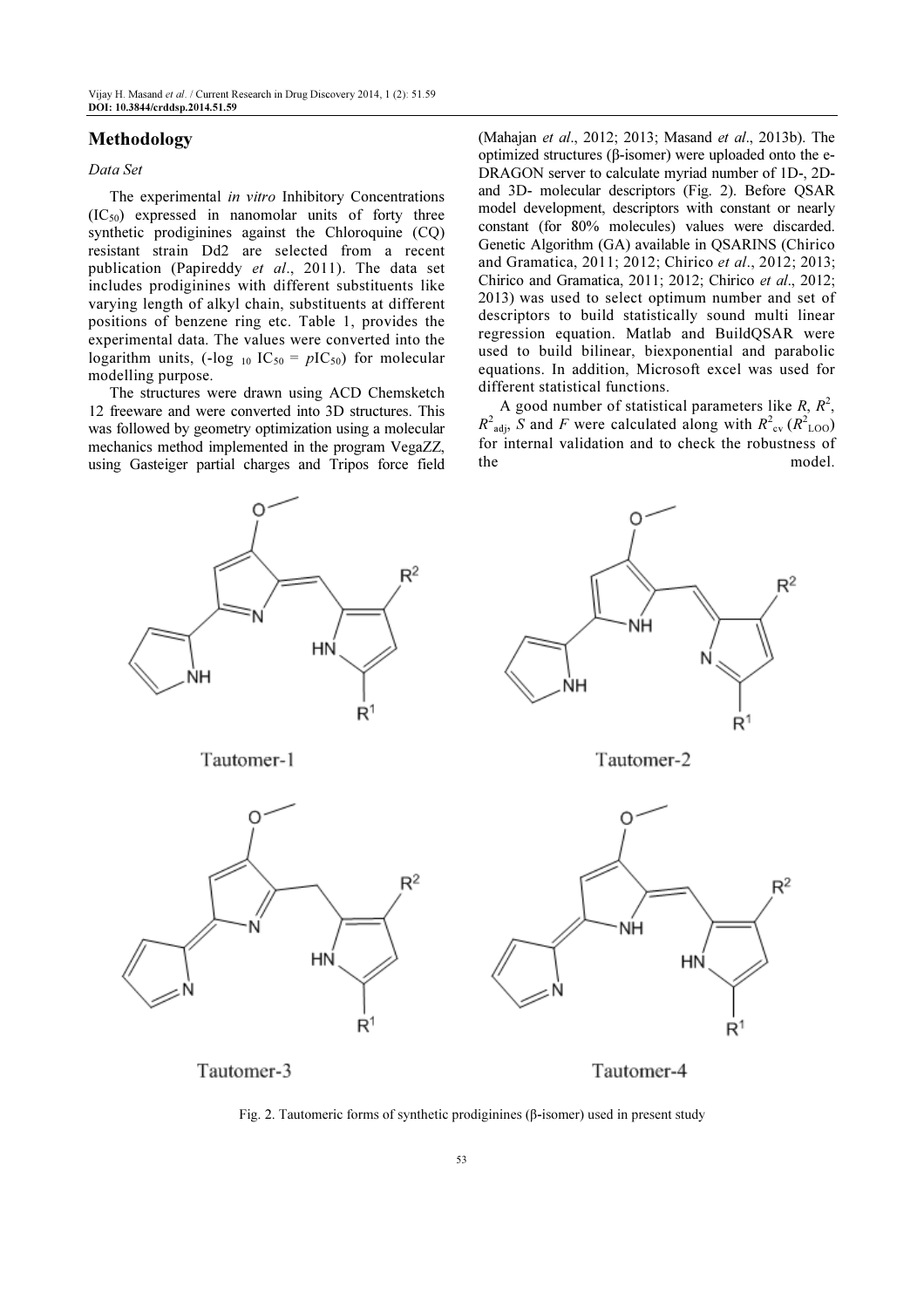## Methodology

### Data Set

The experimental *in vitro* Inhibitory Concentrations ($IC_{50}$) expressed in nanomolar units of forty three synthetic prodiginines against the Chloroquine (CQ) resistant strain Dd2 are selected from a recent publication (Papireddy *et al*., 2011). The data set includes prodiginines with different substituents like varying length of alkyl chain, substituents at different positions of benzene ring etc. Table 1, provides the experimental data. The values were converted into the logarithm units, ($-\log_{10} IC_{50} = pIC_{50}$) for molecular modelling purpose.

The structures were drawn using ACD Chemsketch 12 freeware and were converted into 3D structures. This was followed by geometry optimization using a molecular mechanics method implemented in the program VegaZZ, using Gasteiger partial charges and Tripos force field (Mahajan *et al*., 2012; 2013; Masand *et al*., 2013b). The optimized structures (β-isomer) were uploaded onto the e-DRAGON server to calculate myriad number of 1D-, 2D- and 3D- molecular descriptors (Fig. 2). Before QSAR model development, descriptors with constant or nearly constant (for 80% molecules) values were discarded. Genetic Algorithm (GA) available in QSARINS (Chirico and Gramatica, 2011; 2012; Chirico *et al*., 2012; 2013; Chirico and Gramatica, 2011; 2012; Chirico *et al*., 2012; 2013) was used to select optimum number and set of descriptors to build statistically sound multi linear regression equation. Matlab and BuildQSAR were used to build bilinear, biexponential and parabolic equations. In addition, Microsoft excel was used for different statistical functions.

A good number of statistical parameters like $R$, $R^2$, $R^2_{adj}$, $S$ and $F$ were calculated along with $R^2_{cv}$ ($R^2_{LOO}$) for internal validation and to check the robustness of the model.

Fig. 2. Tautomeric forms of synthetic prodiginines (β-isomer) used in present study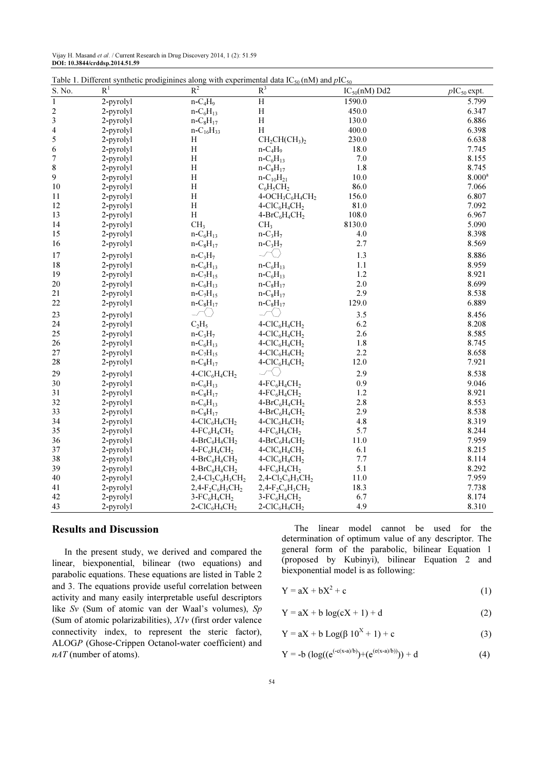Table 1. Different synthetic prodiginines along with experimental data $IC_{50}$ (nM) and $pIC_{50}$

| S. No. | $R^1$ | $R^2$ | $R^3$ | $IC_{50}$(nM) Dd2 | $pIC_{50}$ expt. |
|---|---|---|---|---|---|
| 1 | 2-pyrolyl | $n\text{-}C_4H_9$ | H | 1590.0 | 5.799 |
| 2 | 2-pyrolyl | $n\text{-}C_6H_{13}$ | H | 450.0 | 6.347 |
| 3 | 2-pyrolyl | $n\text{-}C_8H_{17}$ | H | 130.0 | 6.886 |
| 4 | 2-pyrolyl | $n\text{-}C_{16}H_{33}$ | H | 400.0 | 6.398 |
| 5 | 2-pyrolyl | H | $CH_2CH(CH_3)_2$ | 230.0 | 6.638 |
| 6 | 2-pyrolyl | H | $n\text{-}C_4H_9$ | 18.0 | 7.745 |
| 7 | 2-pyrolyl | H | $n\text{-}C_6H_{13}$ | 7.0 | 8.155 |
| 8 | 2-pyrolyl | H | $n\text{-}C_8H_{17}$ | 1.8 | 8.745 |
| 9 | 2-pyrolyl | H | $n\text{-}C_{10}H_{21}$ | 10.0 | 8.000[a] |
| 10 | 2-pyrolyl | H | $C_6H_5CH_2$ | 86.0 | 7.066 |
| 11 | 2-pyrolyl | H | $4\text{-}OCH_3C_6H_4CH_2$ | 156.0 | 6.807 |
| 12 | 2-pyrolyl | H | $4\text{-}ClC_6H_4CH_2$ | 81.0 | 7.092 |
| 13 | 2-pyrolyl | H | $4\text{-}BrC_6H_4CH_2$ | 108.0 | 6.967 |
| 14 | 2-pyrolyl | $CH_3$ | $CH_3$ | 8130.0 | 5.090 |
| 15 | 2-pyrolyl | $n\text{-}C_6H_{13}$ | $n\text{-}C_3H_7$ | 4.0 | 8.398 |
| 16 | 2-pyrolyl | $n\text{-}C_8H_{17}$ | $n\text{-}C_3H_7$ | 2.7 | 8.569 |
| 17 | 2-pyrolyl | $n\text{-}C_3H_7$ | | 1.3 | 8.886 |
| 18 | 2-pyrolyl | $n\text{-}C_6H_{13}$ | $n\text{-}C_6H_{13}$ | 1.1 | 8.959 |
| 19 | 2-pyrolyl | $n\text{-}C_7H_{15}$ | $n\text{-}C_6H_{13}$ | 1.2 | 8.921 |
| 20 | 2-pyrolyl | $n\text{-}C_6H_{13}$ | $n\text{-}C_8H_{17}$ | 2.0 | 8.699 |
| 21 | 2-pyrolyl | $n\text{-}C_7H_{15}$ | $n\text{-}C_8H_{17}$ | 2.9 | 8.538 |
| 22 | 2-pyrolyl | $n\text{-}C_8H_{17}$ | $n\text{-}C_8H_{17}$ | 129.0 | 6.889 |
| 23 | 2-pyrolyl | | | 3.5 | 8.456 |
| 24 | 2-pyrolyl | $C_2H_5$ | $4\text{-}ClC_6H_4CH_2$ | 6.2 | 8.208 |
| 25 | 2-pyrolyl | $n\text{-}C_3H_7$ | $4\text{-}ClC_6H_4CH_2$ | 2.6 | 8.585 |
| 26 | 2-pyrolyl | $n\text{-}C_6H_{13}$ | $4\text{-}ClC_6H_4CH_2$ | 1.8 | 8.745 |
| 27 | 2-pyrolyl | $n\text{-}C_7H_{15}$ | $4\text{-}ClC_6H_4CH_2$ | 2.2 | 8.658 |
| 28 | 2-pyrolyl | $n\text{-}C_8H_{17}$ | $4\text{-}ClC_6H_4CH_2$ | 12.0 | 7.921 |
| 29 | 2-pyrolyl | $4\text{-}ClC_6H_4CH_2$ | | 2.9 | 8.538 |
| 30 | 2-pyrolyl | $n\text{-}C_6H_{13}$ | $4\text{-}FC_6H_4CH_2$ | 0.9 | 9.046 |
| 31 | 2-pyrolyl | $n\text{-}C_8H_{17}$ | $4\text{-}FC_6H_4CH_2$ | 1.2 | 8.921 |
| 32 | 2-pyrolyl | $n\text{-}C_6H_{13}$ | $4\text{-}BrC_6H_4CH_2$ | 2.8 | 8.553 |
| 33 | 2-pyrolyl | $n\text{-}C_8H_{17}$ | $4\text{-}BrC_6H_4CH_2$ | 2.9 | 8.538 |
| 34 | 2-pyrolyl | $4\text{-}ClC_6H_4CH_2$ | $4\text{-}ClC_6H_4CH_2$ | 4.8 | 8.319 |
| 35 | 2-pyrolyl | $4\text{-}FC_6H_4CH_2$ | $4\text{-}FC_6H_4CH_2$ | 5.7 | 8.244 |
| 36 | 2-pyrolyl | $4\text{-}BrC_6H_4CH_2$ | $4\text{-}BrC_6H_4CH_2$ | 11.0 | 7.959 |
| 37 | 2-pyrolyl | $4\text{-}FC_6H_4CH_2$ | $4\text{-}ClC_6H_4CH_2$ | 6.1 | 8.215 |
| 38 | 2-pyrolyl | $4\text{-}BrC_6H_4CH_2$ | $4\text{-}ClC_6H_4CH_2$ | 7.7 | 8.114 |
| 39 | 2-pyrolyl | $4\text{-}BrC_6H_4CH_2$ | $4\text{-}FC_6H_4CH_2$ | 5.1 | 8.292 |
| 40 | 2-pyrolyl | $2,4\text{-}Cl_2C_6H_3CH_2$ | $2,4\text{-}Cl_2C_6H_3CH_2$ | 11.0 | 7.959 |
| 41 | 2-pyrolyl | $2,4\text{-}F_2C_6H_3CH_2$ | $2,4\text{-}F_2C_6H_3CH_2$ | 18.3 | 7.738 |
| 42 | 2-pyrolyl | $3\text{-}FC_6H_4CH_2$ | $3\text{-}FC_6H_4CH_2$ | 6.7 | 8.174 |
| 43 | 2-pyrolyl | $2\text{-}ClC_6H_4CH_2$ | $2\text{-}ClC_6H_4CH_2$ | 4.9 | 8.310 |

## Results and Discussion

In the present study, we derived and compared the linear, biexponential, bilinear (two equations) and parabolic equations. These equations are listed in Table 2 and 3. The equations provide useful correlation between activity and many easily interpretable useful descriptors like *Sv* (Sum of atomic van der Waal's volumes), *Sp* (Sum of atomic polarizabilities), *X1v* (first order valence connectivity index, to represent the steric factor), ALOG*P* (Ghose-Crippen Octanol-water coefficient) and *nAT* (number of atoms).

The linear model cannot be used for the determination of optimum value of any descriptor. The general form of the parabolic, bilinear Equation 1 (proposed by Kubinyi), bilinear Equation 2 and biexponential model is as following:

$$Y = aX + bX^2 + c \quad (1)$$

$$Y = aX + b \log(cX + 1) + d \quad (2)$$

$$Y = aX + b \operatorname{Log}(\beta\ 10^X + 1) + c \quad (3)$$

$$Y = -b\ (\log((e^{(-c(x-a)/b)}) + (e^{(e(x-a)/b))})) + d \quad (4)$$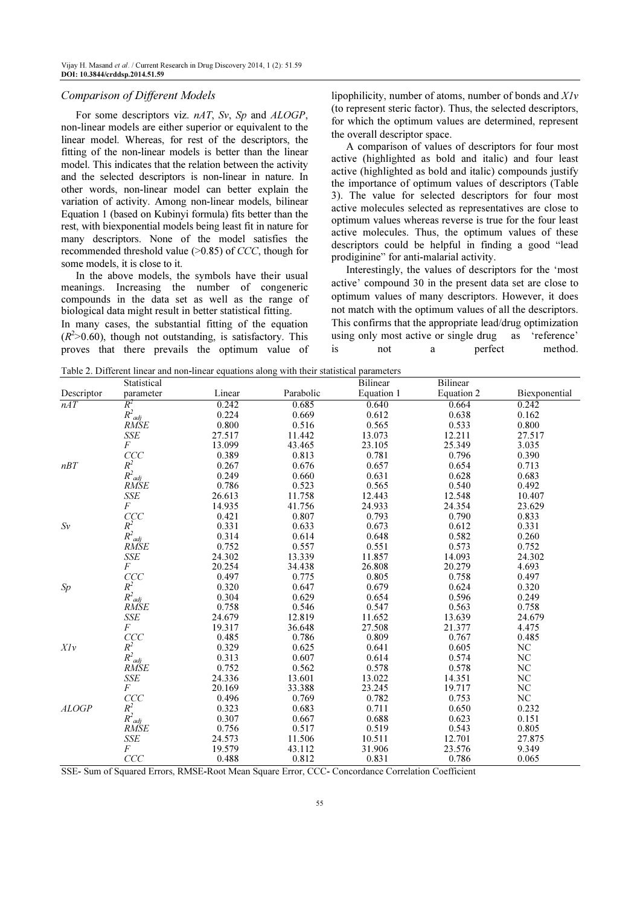### *Comparison of Different Models*

For some descriptors viz. *nAT*, *Sv*, *Sp* and *ALOGP*, non-linear models are either superior or equivalent to the linear model. Whereas, for rest of the descriptors, the fitting of the non-linear models is better than the linear model. This indicates that the relation between the activity and the selected descriptors is non-linear in nature. In other words, non-linear model can better explain the variation of activity. Among non-linear models, bilinear Equation 1 (based on Kubinyi formula) fits better than the rest, with biexponential models being least fit in nature for many descriptors. None of the model satisfies the recommended threshold value (>0.85) of *CCC*, though for some models, it is close to it.

In the above models, the symbols have their usual meanings. Increasing the number of congeneric compounds in the data set as well as the range of biological data might result in better statistical fitting.

In many cases, the substantial fitting of the equation ($R^2$>0.60), though not outstanding, is satisfactory. This proves that there prevails the optimum value of lipophilicity, number of atoms, number of bonds and *X1v* (to represent steric factor). Thus, the selected descriptors, for which the optimum values are determined, represent the overall descriptor space.

A comparison of values of descriptors for four most active (highlighted as bold and italic) and four least active (highlighted as bold and italic) compounds justify the importance of optimum values of descriptors (Table 3). The value for selected descriptors for four most active molecules selected as representatives are close to optimum values whereas reverse is true for the four least active molecules. Thus, the optimum values of these descriptors could be helpful in finding a good "lead prodiginine" for anti-malarial activity.

Interestingly, the values of descriptors for the 'most active' compound 30 in the present data set are close to optimum values of many descriptors. However, it does not match with the optimum values of all the descriptors. This confirms that the appropriate lead/drug optimization using only most active or single drug as 'reference' is not a perfect method.

Table 2. Different linear and non-linear equations along with their statistical parameters

| Descriptor | Statistical parameter | Linear | Parabolic | Bilinear Equation 1 | Bilinear Equation 2 | Biexponential |
|---|---|---|---|---|---|---|
| *nAT* | $R^2$ | 0.242 | 0.685 | 0.640 | 0.664 | 0.242 |
| | $R^2_{adj}$ | 0.224 | 0.669 | 0.612 | 0.638 | 0.162 |
| | *RMSE* | 0.800 | 0.516 | 0.565 | 0.533 | 0.800 |
| | *SSE* | 27.517 | 11.442 | 13.073 | 12.211 | 27.517 |
| | *F* | 13.099 | 43.465 | 23.105 | 25.349 | 3.035 |
| | *CCC* | 0.389 | 0.813 | 0.781 | 0.796 | 0.390 |
| *nBT* | $R^2$ | 0.267 | 0.676 | 0.657 | 0.654 | 0.713 |
| | $R^2_{adj}$ | 0.249 | 0.660 | 0.631 | 0.628 | 0.683 |
| | *RMSE* | 0.786 | 0.523 | 0.565 | 0.540 | 0.492 |
| | *SSE* | 26.613 | 11.758 | 12.443 | 12.548 | 10.407 |
| | *F* | 14.935 | 41.756 | 24.933 | 24.354 | 23.629 |
| | *CCC* | 0.421 | 0.807 | 0.793 | 0.790 | 0.833 |
| *Sv* | $R^2$ | 0.331 | 0.633 | 0.673 | 0.612 | 0.331 |
| | $R^2_{adj}$ | 0.314 | 0.614 | 0.648 | 0.582 | 0.260 |
| | *RMSE* | 0.752 | 0.557 | 0.551 | 0.573 | 0.752 |
| | *SSE* | 24.302 | 13.339 | 11.857 | 14.093 | 24.302 |
| | *F* | 20.254 | 34.438 | 26.808 | 20.279 | 4.693 |
| | *CCC* | 0.497 | 0.775 | 0.805 | 0.758 | 0.497 |
| *Sp* | $R^2$ | 0.320 | 0.647 | 0.679 | 0.624 | 0.320 |
| | $R^2_{adj}$ | 0.304 | 0.629 | 0.654 | 0.596 | 0.249 |
| | *RMSE* | 0.758 | 0.546 | 0.547 | 0.563 | 0.758 |
| | *SSE* | 24.679 | 12.819 | 11.652 | 13.639 | 24.679 |
| | *F* | 19.317 | 36.648 | 27.508 | 21.377 | 4.475 |
| | *CCC* | 0.485 | 0.786 | 0.809 | 0.767 | 0.485 |
| *X1v* | $R^2$ | 0.329 | 0.625 | 0.641 | 0.605 | NC |
| | $R^2_{adj}$ | 0.313 | 0.607 | 0.614 | 0.574 | NC |
| | *RMSE* | 0.752 | 0.562 | 0.578 | 0.578 | NC |
| | *SSE* | 24.336 | 13.601 | 13.022 | 14.351 | NC |
| | *F* | 20.169 | 33.388 | 23.245 | 19.717 | NC |
| | *CCC* | 0.496 | 0.769 | 0.782 | 0.753 | NC |
| *ALOGP* | $R^2$ | 0.323 | 0.683 | 0.711 | 0.650 | 0.232 |
| | $R^2_{adj}$ | 0.307 | 0.667 | 0.688 | 0.623 | 0.151 |
| | *RMSE* | 0.756 | 0.517 | 0.519 | 0.543 | 0.805 |
| | *SSE* | 24.573 | 11.506 | 10.511 | 12.701 | 27.875 |
| | *F* | 19.579 | 43.112 | 31.906 | 23.576 | 9.349 |
| | *CCC* | 0.488 | 0.812 | 0.831 | 0.786 | 0.065 |

SSE- Sum of Squared Errors, RMSE-Root Mean Square Error, CCC- Concordance Correlation Coefficient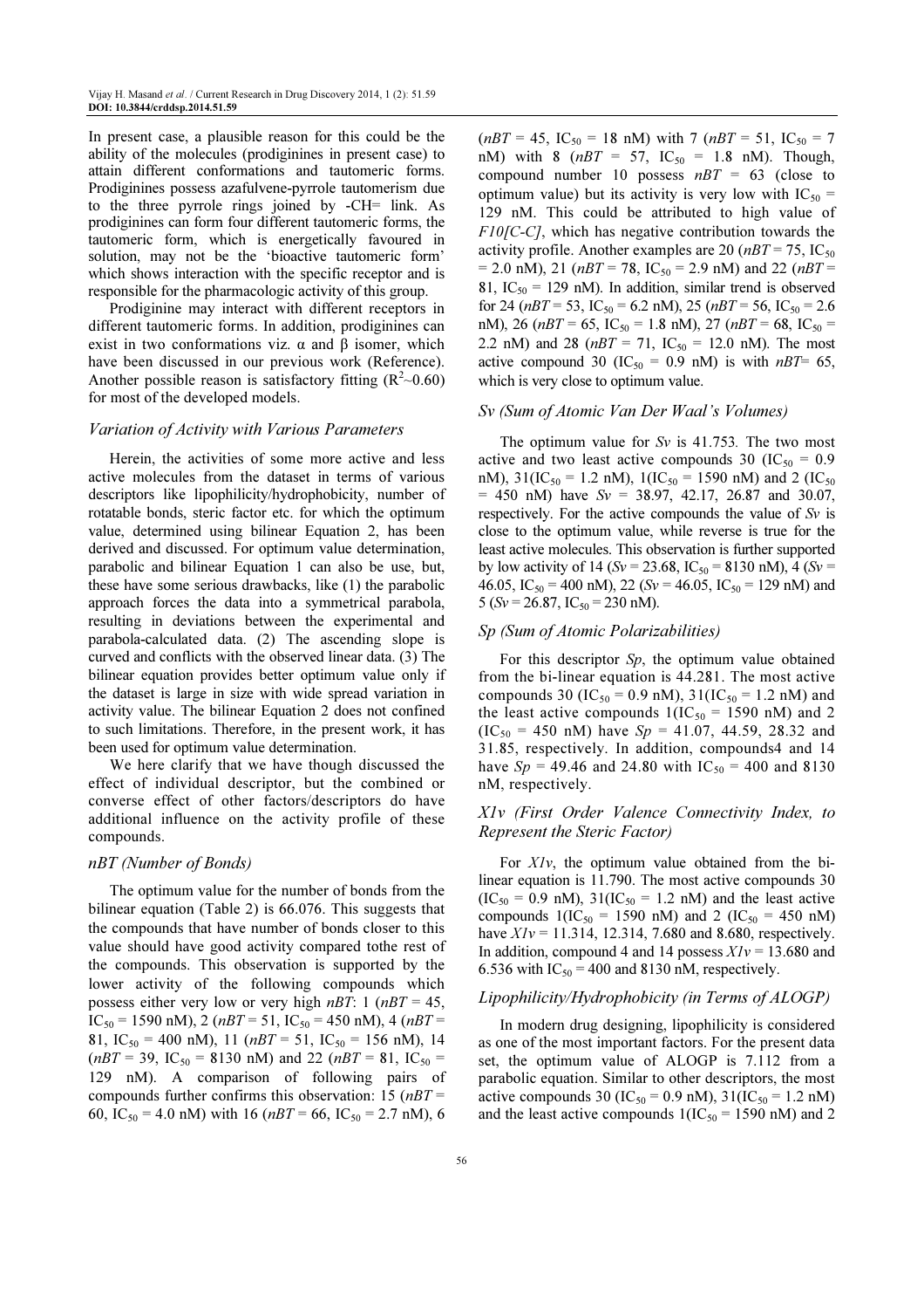In present case, a plausible reason for this could be the ability of the molecules (prodiginines in present case) to attain different conformations and tautomeric forms. Prodiginines possess azafulvene-pyrrole tautomerism due to the three pyrrole rings joined by -CH= link. As prodiginines can form four different tautomeric forms, the tautomeric form, which is energetically favoured in solution, may not be the 'bioactive tautomeric form' which shows interaction with the specific receptor and is responsible for the pharmacologic activity of this group.

Prodiginine may interact with different receptors in different tautomeric forms. In addition, prodiginines can exist in two conformations viz. α and β isomer, which have been discussed in our previous work (Reference). Another possible reason is satisfactory fitting ($R^2$~0.60) for most of the developed models.

### Variation of Activity with Various Parameters

Herein, the activities of some more active and less active molecules from the dataset in terms of various descriptors like lipophilicity/hydrophobicity, number of rotatable bonds, steric factor etc. for which the optimum value, determined using bilinear Equation 2, has been derived and discussed. For optimum value determination, parabolic and bilinear Equation 1 can also be use, but, these have some serious drawbacks, like (1) the parabolic approach forces the data into a symmetrical parabola, resulting in deviations between the experimental and parabola-calculated data. (2) The ascending slope is curved and conflicts with the observed linear data. (3) The bilinear equation provides better optimum value only if the dataset is large in size with wide spread variation in activity value. The bilinear Equation 2 does not confined to such limitations. Therefore, in the present work, it has been used for optimum value determination.

We here clarify that we have though discussed the effect of individual descriptor, but the combined or converse effect of other factors/descriptors do have additional influence on the activity profile of these compounds.

### nBT (Number of Bonds)

The optimum value for the number of bonds from the bilinear equation (Table 2) is 66.076. This suggests that the compounds that have number of bonds closer to this value should have good activity compared tothe rest of the compounds. This observation is supported by the lower activity of the following compounds which possess either very low or very high *nBT*: 1 (*nBT* = 45, $IC_{50}$ = 1590 nM), 2 (*nBT* = 51, $IC_{50}$ = 450 nM), 4 (*nBT* = 81, $IC_{50}$ = 400 nM), 11 (*nBT* = 51, $IC_{50}$ = 156 nM), 14 (*nBT* = 39, $IC_{50}$ = 8130 nM) and 22 (*nBT* = 81, $IC_{50}$ = 129 nM). A comparison of following pairs of compounds further confirms this observation: 15 (*nBT* = 60, $IC_{50}$ = 4.0 nM) with 16 (*nBT* = 66, $IC_{50}$ = 2.7 nM), 6 (*nBT* = 45, $IC_{50}$ = 18 nM) with 7 (*nBT* = 51, $IC_{50}$ = 7 nM) with 8 (*nBT* = 57, $IC_{50}$ = 1.8 nM). Though, compound number 10 possess *nBT* = 63 (close to optimum value) but its activity is very low with $IC_{50}$ = 129 nM. This could be attributed to high value of *F10[C-C]*, which has negative contribution towards the activity profile. Another examples are 20 (*nBT* = 75, $IC_{50}$ = 2.0 nM), 21 (*nBT* = 78, $IC_{50}$ = 2.9 nM) and 22 (*nBT* = 81, $IC_{50}$ = 129 nM). In addition, similar trend is observed for 24 (*nBT* = 53, $IC_{50}$ = 6.2 nM), 25 (*nBT* = 56, $IC_{50}$ = 2.6 nM), 26 (*nBT* = 65, $IC_{50}$ = 1.8 nM), 27 (*nBT* = 68, $IC_{50}$ = 2.2 nM) and 28 (*nBT* = 71, $IC_{50}$ = 12.0 nM). The most active compound 30 ($IC_{50}$ = 0.9 nM) is with *nBT*= 65, which is very close to optimum value.

### Sv (Sum of Atomic Van Der Waal's Volumes)

The optimum value for *Sv* is 41.753. The two most active and two least active compounds 30 ($IC_{50}$ = 0.9 nM), 31($IC_{50}$ = 1.2 nM), 1($IC_{50}$ = 1590 nM) and 2 ($IC_{50}$ = 450 nM) have *Sv* = 38.97, 42.17, 26.87 and 30.07, respectively. For the active compounds the value of *Sv* is close to the optimum value, while reverse is true for the least active molecules. This observation is further supported by low activity of 14 (*Sv* = 23.68, $IC_{50}$ = 8130 nM), 4 (*Sv* = 46.05, $IC_{50}$ = 400 nM), 22 (*Sv* = 46.05, $IC_{50}$ = 129 nM) and 5 (*Sv* = 26.87, $IC_{50}$ = 230 nM).

### Sp (Sum of Atomic Polarizabilities)

For this descriptor *Sp*, the optimum value obtained from the bi-linear equation is 44.281. The most active compounds 30 ($IC_{50}$ = 0.9 nM), 31($IC_{50}$ = 1.2 nM) and the least active compounds 1($IC_{50}$ = 1590 nM) and 2 ($IC_{50}$ = 450 nM) have *Sp* = 41.07, 44.59, 28.32 and 31.85, respectively. In addition, compounds4 and 14 have *Sp* = 49.46 and 24.80 with $IC_{50}$ = 400 and 8130 nM, respectively.

### X1v (First Order Valence Connectivity Index, to Represent the Steric Factor)

For *X1v*, the optimum value obtained from the bi-linear equation is 11.790. The most active compounds 30 ($IC_{50}$ = 0.9 nM), 31($IC_{50}$ = 1.2 nM) and the least active compounds 1($IC_{50}$ = 1590 nM) and 2 ($IC_{50}$ = 450 nM) have *X1v* = 11.314, 12.314, 7.680 and 8.680, respectively. In addition, compound 4 and 14 possess *X1v* = 13.680 and 6.536 with $IC_{50}$ = 400 and 8130 nM, respectively.

### Lipophilicity/Hydrophobicity (in Terms of ALOGP)

In modern drug designing, lipophilicity is considered as one of the most important factors. For the present data set, the optimum value of ALOGP is 7.112 from a parabolic equation. Similar to other descriptors, the most active compounds 30 ($IC_{50}$ = 0.9 nM), 31($IC_{50}$ = 1.2 nM) and the least active compounds 1($IC_{50}$ = 1590 nM) and 2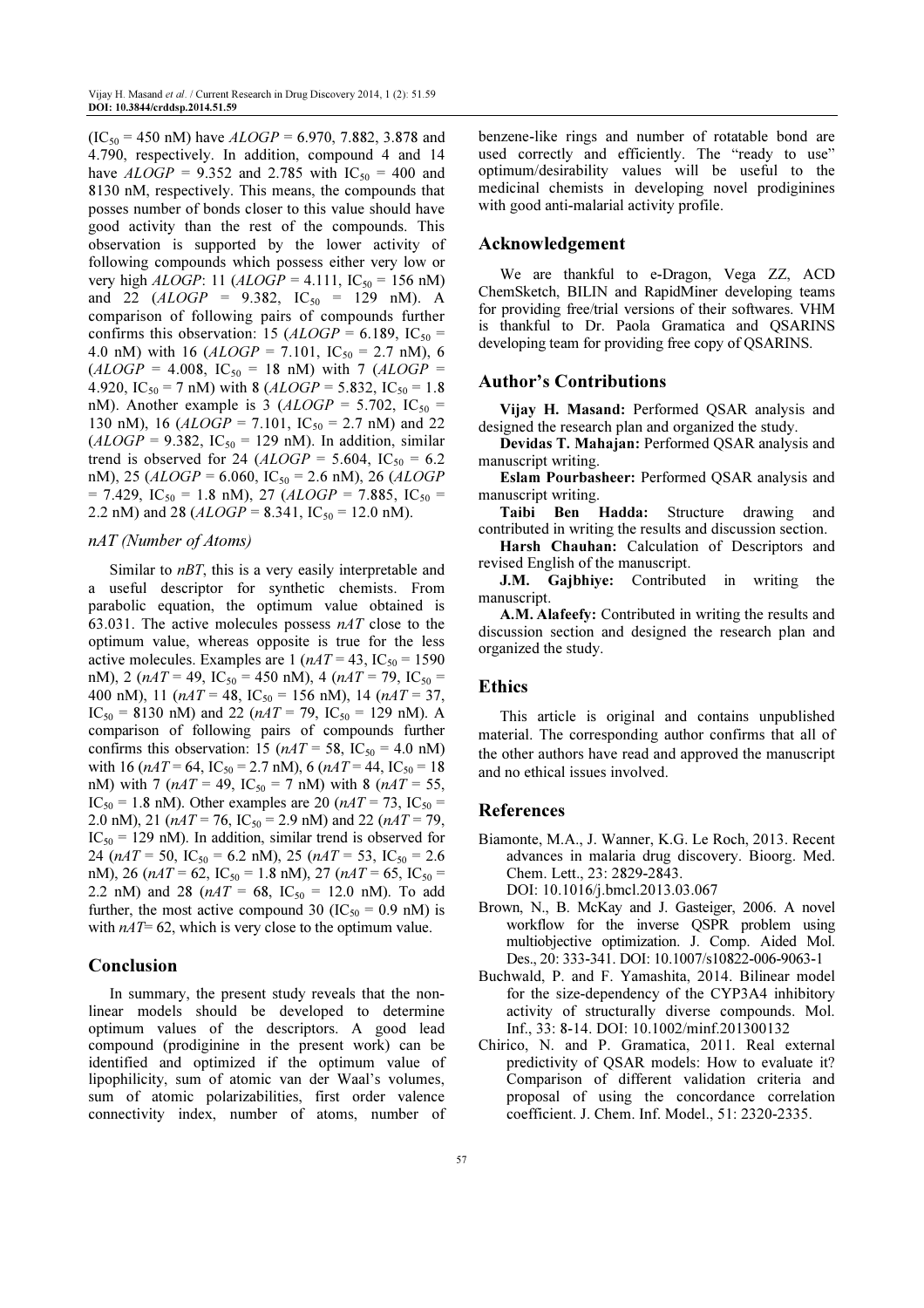($IC_{50}$ = 450 nM) have *ALOGP* = 6.970, 7.882, 3.878 and 4.790, respectively. In addition, compound 4 and 14 have *ALOGP* = 9.352 and 2.785 with $IC_{50}$ = 400 and 8130 nM, respectively. This means, the compounds that posses number of bonds closer to this value should have good activity than the rest of the compounds. This observation is supported by the lower activity of following compounds which possess either very low or very high *ALOGP*: 11 (*ALOGP* = 4.111, $IC_{50}$ = 156 nM) and 22 (*ALOGP* = 9.382, $IC_{50}$ = 129 nM). A comparison of following pairs of compounds further confirms this observation: 15 (*ALOGP* = 6.189, $IC_{50}$ = 4.0 nM) with 16 (*ALOGP* = 7.101, $IC_{50}$ = 2.7 nM), 6 (*ALOGP* = 4.008, $IC_{50}$ = 18 nM) with 7 (*ALOGP* = 4.920, $IC_{50}$ = 7 nM) with 8 (*ALOGP* = 5.832, $IC_{50}$ = 1.8 nM). Another example is 3 (*ALOGP* = 5.702, $IC_{50}$ = 130 nM), 16 (*ALOGP* = 7.101, $IC_{50}$ = 2.7 nM) and 22 (*ALOGP* = 9.382, $IC_{50}$ = 129 nM). In addition, similar trend is observed for 24 (*ALOGP* = 5.604, $IC_{50}$ = 6.2 nM), 25 (*ALOGP* = 6.060, $IC_{50}$ = 2.6 nM), 26 (*ALOGP* = 7.429, $IC_{50}$ = 1.8 nM), 27 (*ALOGP* = 7.885, $IC_{50}$ = 2.2 nM) and 28 (*ALOGP* = 8.341, $IC_{50}$ = 12.0 nM).

### *nAT (Number of Atoms)*

Similar to *nBT*, this is a very easily interpretable and a useful descriptor for synthetic chemists. From parabolic equation, the optimum value obtained is 63.031. The active molecules possess *nAT* close to the optimum value, whereas opposite is true for the less active molecules. Examples are 1 (*nAT* = 43, $IC_{50}$ = 1590 nM), 2 (*nAT* = 49, $IC_{50}$ = 450 nM), 4 (*nAT* = 79, $IC_{50}$ = 400 nM), 11 (*nAT* = 48, $IC_{50}$ = 156 nM), 14 (*nAT* = 37, $IC_{50}$ = 8130 nM) and 22 (*nAT* = 79, $IC_{50}$ = 129 nM). A comparison of following pairs of compounds further confirms this observation: 15 (*nAT* = 58, $IC_{50}$ = 4.0 nM) with 16 (*nAT* = 64, $IC_{50}$ = 2.7 nM), 6 (*nAT* = 44, $IC_{50}$ = 18 nM) with 7 (*nAT* = 49, $IC_{50}$ = 7 nM) with 8 (*nAT* = 55, $IC_{50}$ = 1.8 nM). Other examples are 20 (*nAT* = 73, $IC_{50}$ = 2.0 nM), 21 (*nAT* = 76, $IC_{50}$ = 2.9 nM) and 22 (*nAT* = 79, $IC_{50}$ = 129 nM). In addition, similar trend is observed for 24 (*nAT* = 50, $IC_{50}$ = 6.2 nM), 25 (*nAT* = 53, $IC_{50}$ = 2.6 nM), 26 (*nAT* = 62, $IC_{50}$ = 1.8 nM), 27 (*nAT* = 65, $IC_{50}$ = 2.2 nM) and 28 (*nAT* = 68, $IC_{50}$ = 12.0 nM). To add further, the most active compound 30 ($IC_{50}$ = 0.9 nM) is with *nAT*= 62, which is very close to the optimum value.

## Conclusion

In summary, the present study reveals that the non-linear models should be developed to determine optimum values of the descriptors. A good lead compound (prodiginine in the present work) can be identified and optimized if the optimum value of lipophilicity, sum of atomic van der Waal's volumes, sum of atomic polarizabilities, first order valence connectivity index, number of atoms, number of benzene-like rings and number of rotatable bond are used correctly and efficiently. The "ready to use" optimum/desirability values will be useful to the medicinal chemists in developing novel prodiginines with good anti-malarial activity profile.

## Acknowledgement

We are thankful to e-Dragon, Vega ZZ, ACD ChemSketch, BILIN and RapidMiner developing teams for providing free/trial versions of their softwares. VHM is thankful to Dr. Paola Gramatica and QSARINS developing team for providing free copy of QSARINS.

## Author's Contributions

**Vijay H. Masand:** Performed QSAR analysis and designed the research plan and organized the study.

**Devidas T. Mahajan:** Performed QSAR analysis and manuscript writing.

**Eslam Pourbasheer:** Performed QSAR analysis and manuscript writing.

**Taibi Ben Hadda:** Structure drawing and contributed in writing the results and discussion section.

**Harsh Chauhan:** Calculation of Descriptors and revised English of the manuscript.

**J.M. Gajbhiye:** Contributed in writing the manuscript.

**A.M. Alafeefy:** Contributed in writing the results and discussion section and designed the research plan and organized the study.

## Ethics

This article is original and contains unpublished material. The corresponding author confirms that all of the other authors have read and approved the manuscript and no ethical issues involved.

## References

Biamonte, M.A., J. Wanner, K.G. Le Roch, 2013. Recent advances in malaria drug discovery. Bioorg. Med. Chem. Lett., 23: 2829-2843. DOI: 10.1016/j.bmcl.2013.03.067

Brown, N., B. McKay and J. Gasteiger, 2006. A novel workflow for the inverse QSPR problem using multiobjective optimization. J. Comp. Aided Mol. Des., 20: 333-341. DOI: 10.1007/s10822-006-9063-1

Buchwald, P. and F. Yamashita, 2014. Bilinear model for the size-dependency of the CYP3A4 inhibitory activity of structurally diverse compounds. Mol. Inf., 33: 8-14. DOI: 10.1002/minf.201300132

Chirico, N. and P. Gramatica, 2011. Real external predictivity of QSAR models: How to evaluate it? Comparison of different validation criteria and proposal of using the concordance correlation coefficient. J. Chem. Inf. Model., 51: 2320-2335.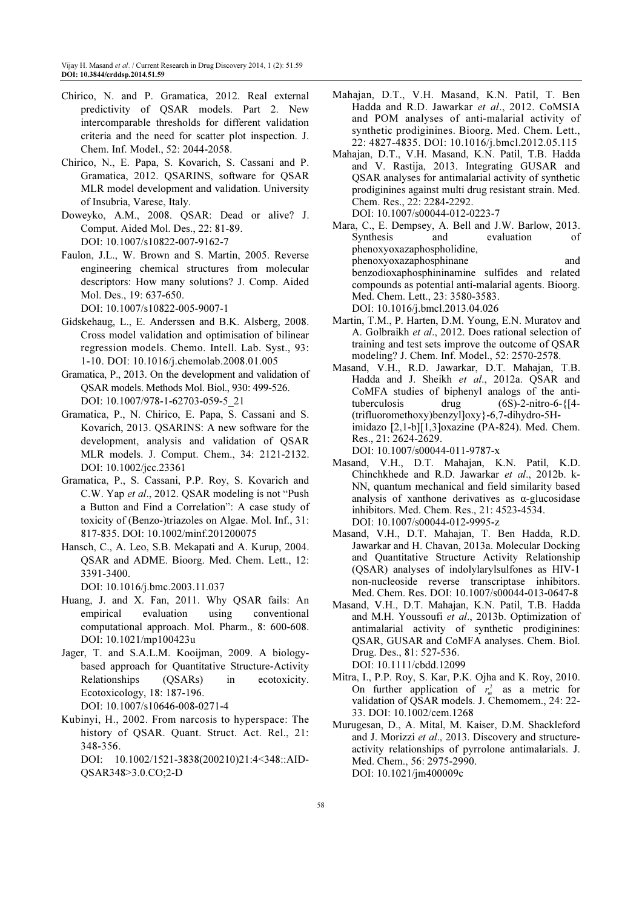Chirico, N. and P. Gramatica, 2012. Real external predictivity of QSAR models. Part 2. New intercomparable thresholds for different validation criteria and the need for scatter plot inspection. J. Chem. Inf. Model., 52: 2044-2058.

Chirico, N., E. Papa, S. Kovarich, S. Cassani and P. Gramatica, 2012. QSARINS, software for QSAR MLR model development and validation. University of Insubria, Varese, Italy.

Doweyko, A.M., 2008. QSAR: Dead or alive? J. Comput. Aided Mol. Des., 22: 81-89. DOI: 10.1007/s10822-007-9162-7

Faulon, J.L., W. Brown and S. Martin, 2005. Reverse engineering chemical structures from molecular descriptors: How many solutions? J. Comp. Aided Mol. Des., 19: 637-650. DOI: 10.1007/s10822-005-9007-1

Gidskehaug, L., E. Anderssen and B.K. Alsberg, 2008. Cross model validation and optimisation of bilinear regression models. Chemo. Intell. Lab. Syst., 93: 1-10. DOI: 10.1016/j.chemolab.2008.01.005

Gramatica, P., 2013. On the development and validation of QSAR models. Methods Mol. Biol., 930: 499-526. DOI: 10.1007/978-1-62703-059-5_21

Gramatica, P., N. Chirico, E. Papa, S. Cassani and S. Kovarich, 2013. QSARINS: A new software for the development, analysis and validation of QSAR MLR models. J. Comput. Chem., 34: 2121-2132. DOI: 10.1002/jcc.23361

Gramatica, P., S. Cassani, P.P. Roy, S. Kovarich and C.W. Yap *et al*., 2012. QSAR modeling is not "Push a Button and Find a Correlation": A case study of toxicity of (Benzo-)triazoles on Algae. Mol. Inf., 31: 817-835. DOI: 10.1002/minf.201200075

Hansch, C., A. Leo, S.B. Mekapati and A. Kurup, 2004. QSAR and ADME. Bioorg. Med. Chem. Lett., 12: 3391-3400. DOI: 10.1016/j.bmc.2003.11.037

Huang, J. and X. Fan, 2011. Why QSAR fails: An empirical evaluation using conventional computational approach. Mol. Pharm., 8: 600-608. DOI: 10.1021/mp100423u

Jager, T. and S.A.L.M. Kooijman, 2009. A biology-based approach for Quantitative Structure-Activity Relationships (QSARs) in ecotoxicity. Ecotoxicology, 18: 187-196. DOI: 10.1007/s10646-008-0271-4

Kubinyi, H., 2002. From narcosis to hyperspace: The history of QSAR. Quant. Struct. Act. Rel., 21: 348-356. DOI: 10.1002/1521-3838(200210)21:4<348::AID-QSAR348>3.0.CO;2-D

Mahajan, D.T., V.H. Masand, K.N. Patil, T. Ben Hadda and R.D. Jawarkar *et al*., 2012. CoMSIA and POM analyses of anti-malarial activity of synthetic prodiginines. Bioorg. Med. Chem. Lett., 22: 4827-4835. DOI: 10.1016/j.bmcl.2012.05.115

Mahajan, D.T., V.H. Masand, K.N. Patil, T.B. Hadda and V. Rastija, 2013. Integrating GUSAR and QSAR analyses for antimalarial activity of synthetic prodiginines against multi drug resistant strain. Med. Chem. Res., 22: 2284-2292. DOI: 10.1007/s00044-012-0223-7

Mara, C., E. Dempsey, A. Bell and J.W. Barlow, 2013. Synthesis and evaluation of phenoxyoxazaphospholidine, phenoxyoxazaphosphinane and benzodioxaphosphininamine sulfides and related compounds as potential anti-malarial agents. Bioorg. Med. Chem. Lett., 23: 3580-3583. DOI: 10.1016/j.bmcl.2013.04.026

Martin, T.M., P. Harten, D.M. Young, E.N. Muratov and A. Golbraikh *et al*., 2012. Does rational selection of training and test sets improve the outcome of QSAR modeling? J. Chem. Inf. Model., 52: 2570-2578.

Masand, V.H., R.D. Jawarkar, D.T. Mahajan, T.B. Hadda and J. Sheikh *et al*., 2012a. QSAR and CoMFA studies of biphenyl analogs of the anti-tuberculosis drug (6S)-2-nitro-6-{[4-(trifluoromethoxy)benzyl]oxy}-6,7-dihydro-5H-imidazo [2,1-b][1,3]oxazine (PA-824). Med. Chem. Res., 21: 2624-2629. DOI: 10.1007/s00044-011-9787-x

Masand, V.H., D.T. Mahajan, K.N. Patil, K.D. Chinchkhede and R.D. Jawarkar *et al*., 2012b. k-NN, quantum mechanical and field similarity based analysis of xanthone derivatives as α-glucosidase inhibitors. Med. Chem. Res., 21: 4523-4534. DOI: 10.1007/s00044-012-9995-z

Masand, V.H., D.T. Mahajan, T. Ben Hadda, R.D. Jawarkar and H. Chavan, 2013a. Molecular Docking and Quantitative Structure Activity Relationship (QSAR) analyses of indolylarylsulfones as HIV-1 non-nucleoside reverse transcriptase inhibitors. Med. Chem. Res. DOI: 10.1007/s00044-013-0647-8

Masand, V.H., D.T. Mahajan, K.N. Patil, T.B. Hadda and M.H. Youssoufi *et al*., 2013b. Optimization of antimalarial activity of synthetic prodiginines: QSAR, GUSAR and CoMFA analyses. Chem. Biol. Drug. Des., 81: 527-536. DOI: 10.1111/cbdd.12099

Mitra, I., P.P. Roy, S. Kar, P.K. Ojha and K. Roy, 2010. On further application of $r_m^2$ as a metric for validation of QSAR models. J. Chemomem., 24: 22-33. DOI: 10.1002/cem.1268

Murugesan, D., A. Mital, M. Kaiser, D.M. Shackleford and J. Morizzi *et al*., 2013. Discovery and structure-activity relationships of pyrrolone antimalarials. J. Med. Chem., 56: 2975-2990. DOI: 10.1021/jm400009c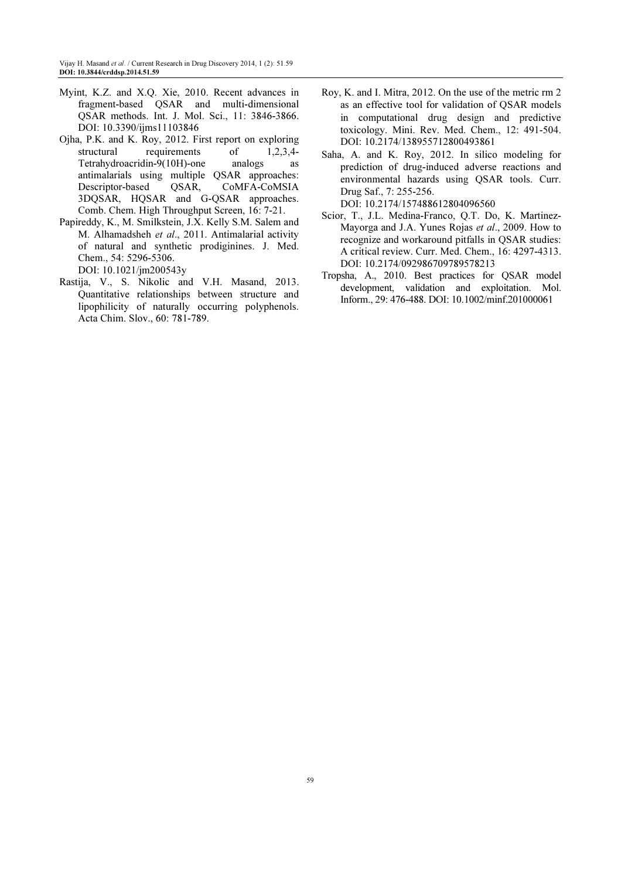Myint, K.Z. and X.Q. Xie, 2010. Recent advances in fragment-based QSAR and multi-dimensional QSAR methods. Int. J. Mol. Sci., 11: 3846-3866. DOI: 10.3390/ijms11103846

Ojha, P.K. and K. Roy, 2012. First report on exploring structural requirements of 1,2,3,4-Tetrahydroacridin-9(10H)-one analogs as antimalarials using multiple QSAR approaches: Descriptor-based QSAR, CoMFA-CoMSIA 3DQSAR, HQSAR and G-QSAR approaches. Comb. Chem. High Throughput Screen, 16: 7-21.

Papireddy, K., M. Smilkstein, J.X. Kelly S.M. Salem and M. Alhamadsheh *et al*., 2011. Antimalarial activity of natural and synthetic prodiginines. J. Med. Chem., 54: 5296-5306. DOI: 10.1021/jm200543y

Rastija, V., S. Nikolic and V.H. Masand, 2013. Quantitative relationships between structure and lipophilicity of naturally occurring polyphenols. Acta Chim. Slov., 60: 781-789.

Roy, K. and I. Mitra, 2012. On the use of the metric rm 2 as an effective tool for validation of QSAR models in computational drug design and predictive toxicology. Mini. Rev. Med. Chem., 12: 491-504. DOI: 10.2174/138955712800493861

Saha, A. and K. Roy, 2012. In silico modeling for prediction of drug-induced adverse reactions and environmental hazards using QSAR tools. Curr. Drug Saf., 7: 255-256. DOI: 10.2174/157488612804096560

Scior, T., J.L. Medina-Franco, Q.T. Do, K. Martinez-Mayorga and J.A. Yunes Rojas *et al*., 2009. How to recognize and workaround pitfalls in QSAR studies: A critical review. Curr. Med. Chem., 16: 4297-4313. DOI: 10.2174/092986709789578213

Tropsha, A., 2010. Best practices for QSAR model development, validation and exploitation. Mol. Inform., 29: 476-488. DOI: 10.1002/minf.201000061